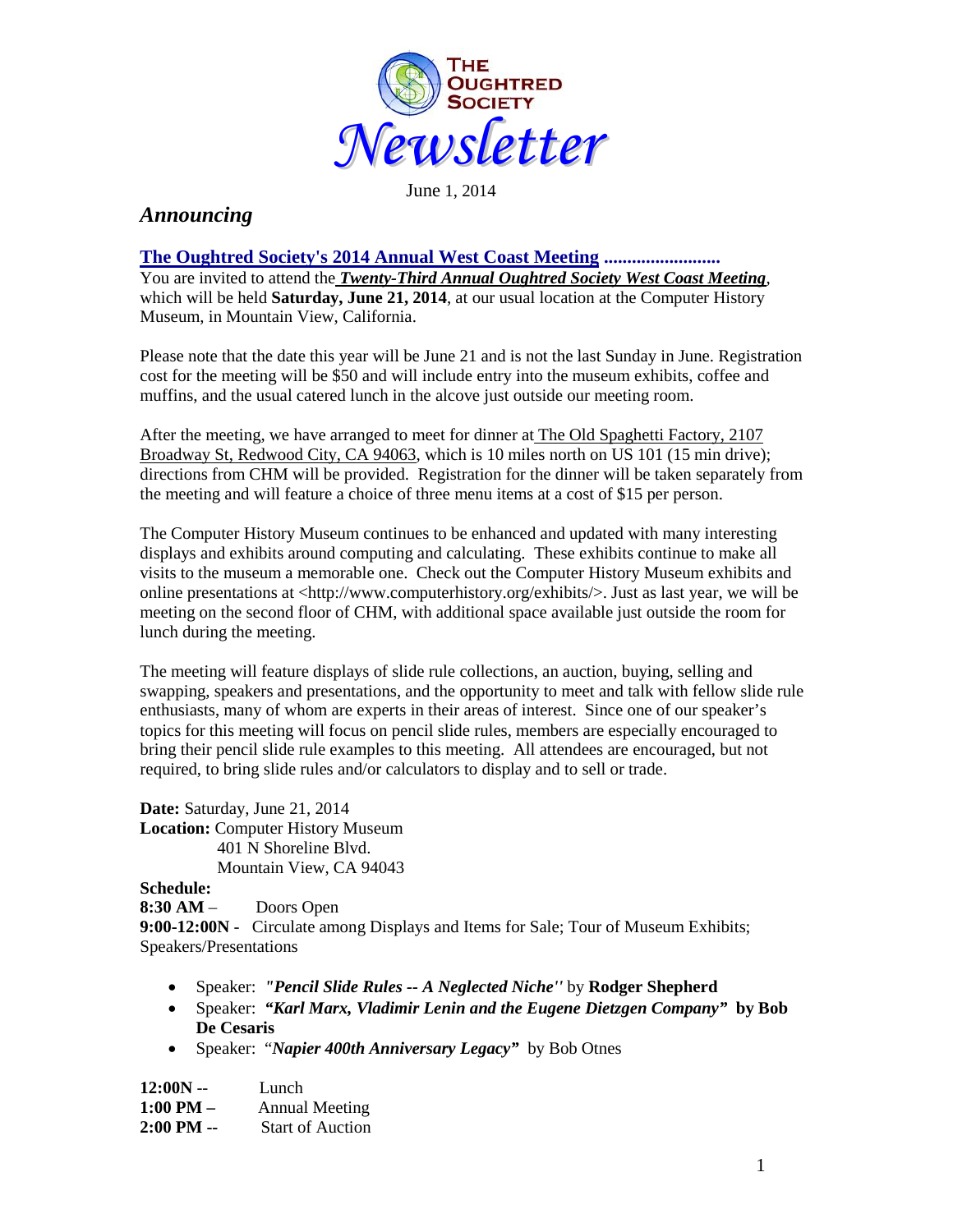# The Oughtred Society Newsletter

June 1, 2014

## *Announcing*

### The Oughtred Society's 2014 Annual West Coast Meeting .........................

You are invited to attend the ***Twenty-Third Annual Oughtred Society West Coast Meeting***, which will be held **Saturday, June 21, 2014**, at our usual location at the Computer History Museum, in Mountain View, California.

Please note that the date this year will be June 21 and is not the last Sunday in June. Registration cost for the meeting will be $50 and will include entry into the museum exhibits, coffee and muffins, and the usual catered lunch in the alcove just outside our meeting room.

After the meeting, we have arranged to meet for dinner at The Old Spaghetti Factory, 2107 Broadway St, Redwood City, CA 94063, which is 10 miles north on US 101 (15 min drive); directions from CHM will be provided. Registration for the dinner will be taken separately from the meeting and will feature a choice of three menu items at a cost of $15 per person.

The Computer History Museum continues to be enhanced and updated with many interesting displays and exhibits around computing and calculating. These exhibits continue to make all visits to the museum a memorable one. Check out the Computer History Museum exhibits and online presentations at <http://www.computerhistory.org/exhibits/>. Just as last year, we will be meeting on the second floor of CHM, with additional space available just outside the room for lunch during the meeting.

The meeting will feature displays of slide rule collections, an auction, buying, selling and swapping, speakers and presentations, and the opportunity to meet and talk with fellow slide rule enthusiasts, many of whom are experts in their areas of interest. Since one of our speaker's topics for this meeting will focus on pencil slide rules, members are especially encouraged to bring their pencil slide rule examples to this meeting. All attendees are encouraged, but not required, to bring slide rules and/or calculators to display and to sell or trade.

**Date:** Saturday, June 21, 2014
**Location:** Computer History Museum
401 N Shoreline Blvd.
Mountain View, CA 94043

**Schedule:**
**8:30 AM** – Doors Open
**9:00-12:00N** - Circulate among Displays and Items for Sale; Tour of Museum Exhibits; Speakers/Presentations

- Speaker: ***"Pencil Slide Rules -- A Neglected Niche"*** by **Rodger Shepherd**
- Speaker: ***"Karl Marx, Vladimir Lenin and the Eugene Dietzgen Company"* by Bob De Cesaris**
- Speaker: "***Napier 400th Anniversary Legacy*"** by Bob Otnes

**12:00N** -- Lunch
**1:00 PM** – Annual Meeting
**2:00 PM** -- Start of Auction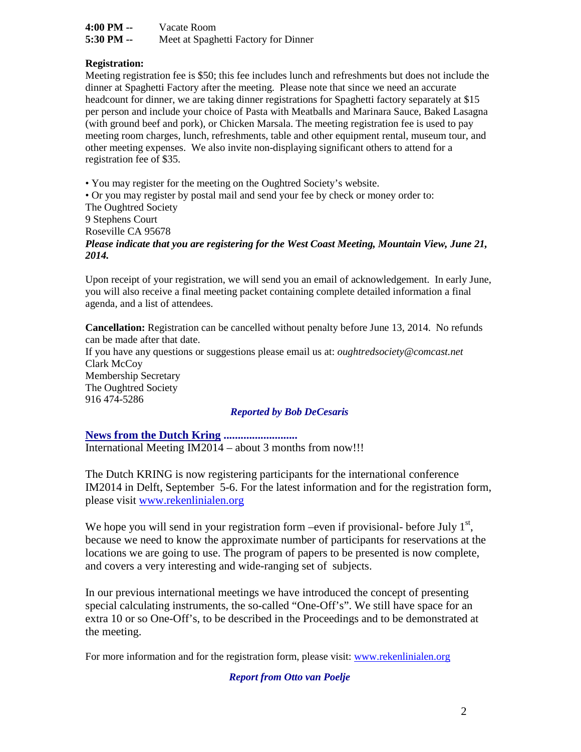**4:00 PM --** Vacate Room
**5:30 PM --** Meet at Spaghetti Factory for Dinner

**Registration:**
Meeting registration fee is $50; this fee includes lunch and refreshments but does not include the dinner at Spaghetti Factory after the meeting. Please note that since we need an accurate headcount for dinner, we are taking dinner registrations for Spaghetti factory separately at $15 per person and include your choice of Pasta with Meatballs and Marinara Sauce, Baked Lasagna (with ground beef and pork), or Chicken Marsala. The meeting registration fee is used to pay meeting room charges, lunch, refreshments, table and other equipment rental, museum tour, and other meeting expenses. We also invite non-displaying significant others to attend for a registration fee of $35.

• You may register for the meeting on the Oughtred Society's website.
• Or you may register by postal mail and send your fee by check or money order to:
The Oughtred Society
9 Stephens Court
Roseville CA 95678
***Please indicate that you are registering for the West Coast Meeting, Mountain View, June 21, 2014.***

Upon receipt of your registration, we will send you an email of acknowledgement. In early June, you will also receive a final meeting packet containing complete detailed information a final agenda, and a list of attendees.

**Cancellation:** Registration can be cancelled without penalty before June 13, 2014. No refunds can be made after that date.
If you have any questions or suggestions please email us at: *oughtredsociety@comcast.net*
Clark McCoy
Membership Secretary
The Oughtred Society
916 474-5286

***Reported by Bob DeCesaris***

**News from the Dutch Kring ..........................**
International Meeting IM2014 – about 3 months from now!!!

The Dutch KRING is now registering participants for the international conference IM2014 in Delft, September 5-6. For the latest information and for the registration form, please visit www.rekenlinialen.org

We hope you will send in your registration form –even if provisional- before July 1st, because we need to know the approximate number of participants for reservations at the locations we are going to use. The program of papers to be presented is now complete, and covers a very interesting and wide-ranging set of subjects.

In our previous international meetings we have introduced the concept of presenting special calculating instruments, the so-called "One-Off's". We still have space for an extra 10 or so One-Off's, to be described in the Proceedings and to be demonstrated at the meeting.

For more information and for the registration form, please visit: www.rekenlinialen.org

***Report from Otto van Poelje***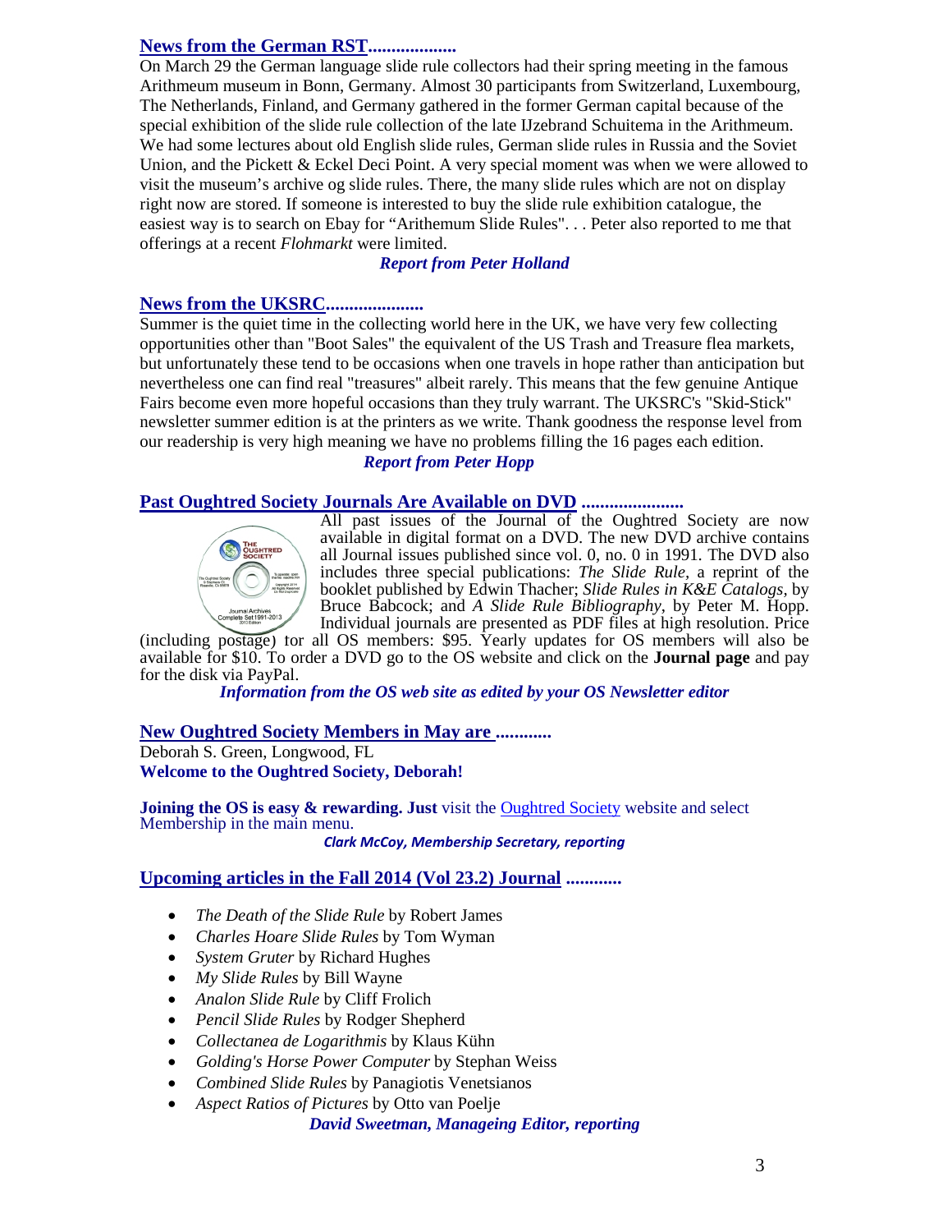## News from the German RST...................

On March 29 the German language slide rule collectors had their spring meeting in the famous Arithmeum museum in Bonn, Germany. Almost 30 participants from Switzerland, Luxembourg, The Netherlands, Finland, and Germany gathered in the former German capital because of the special exhibition of the slide rule collection of the late IJzebrand Schuitema in the Arithmeum. We had some lectures about old English slide rules, German slide rules in Russia and the Soviet Union, and the Pickett & Eckel Deci Point. A very special moment was when we were allowed to visit the museum's archive og slide rules. There, the many slide rules which are not on display right now are stored. If someone is interested to buy the slide rule exhibition catalogue, the easiest way is to search on Ebay for "Arithemum Slide Rules". . . Peter also reported to me that offerings at a recent *Flohmarkt* were limited.

***Report from Peter Holland***

## News from the UKSRC.....................

Summer is the quiet time in the collecting world here in the UK, we have very few collecting opportunities other than "Boot Sales" the equivalent of the US Trash and Treasure flea markets, but unfortunately these tend to be occasions when one travels in hope rather than anticipation but nevertheless one can find real "treasures" albeit rarely. This means that the few genuine Antique Fairs become even more hopeful occasions than they truly warrant. The UKSRC's "Skid-Stick" newsletter summer edition is at the printers as we write. Thank goodness the response level from our readership is very high meaning we have no problems filling the 16 pages each edition.

***Report from Peter Hopp***

## Past Oughtred Society Journals Are Available on DVD ......................

All past issues of the Journal of the Oughtred Society are now available in digital format on a DVD. The new DVD archive contains all Journal issues published since vol. 0, no. 0 in 1991. The DVD also includes three special publications: *The Slide Rule*, a reprint of the booklet published by Edwin Thacher; *Slide Rules in K&E Catalogs*, by Bruce Babcock; and *A Slide Rule Bibliography*, by Peter M. Hopp. Individual journals are presented as PDF files at high resolution. Price (including postage) for all OS members: $95. Yearly updates for OS members will also be available for $10. To order a DVD go to the OS website and click on the **Journal page** and pay for the disk via PayPal.

***Information from the OS web site as edited by your OS Newsletter editor***

## New Oughtred Society Members in May are ............

Deborah S. Green, Longwood, FL

**Welcome to the Oughtred Society, Deborah!**

**Joining the OS is easy & rewarding. Just** visit the Oughtred Society website and select Membership in the main menu.

***Clark McCoy, Membership Secretary, reporting***

## Upcoming articles in the Fall 2014 (Vol 23.2) Journal ............

- *The Death of the Slide Rule* by Robert James
- *Charles Hoare Slide Rules* by Tom Wyman
- *System Gruter* by Richard Hughes
- *My Slide Rules* by Bill Wayne
- *Analon Slide Rule* by Cliff Frolich
- *Pencil Slide Rules* by Rodger Shepherd
- *Collectanea de Logarithmis* by Klaus Kühn
- *Golding's Horse Power Computer* by Stephan Weiss
- *Combined Slide Rules* by Panagiotis Venetsianos
- *Aspect Ratios of Pictures* by Otto van Poelje

***David Sweetman, Manageing Editor, reporting***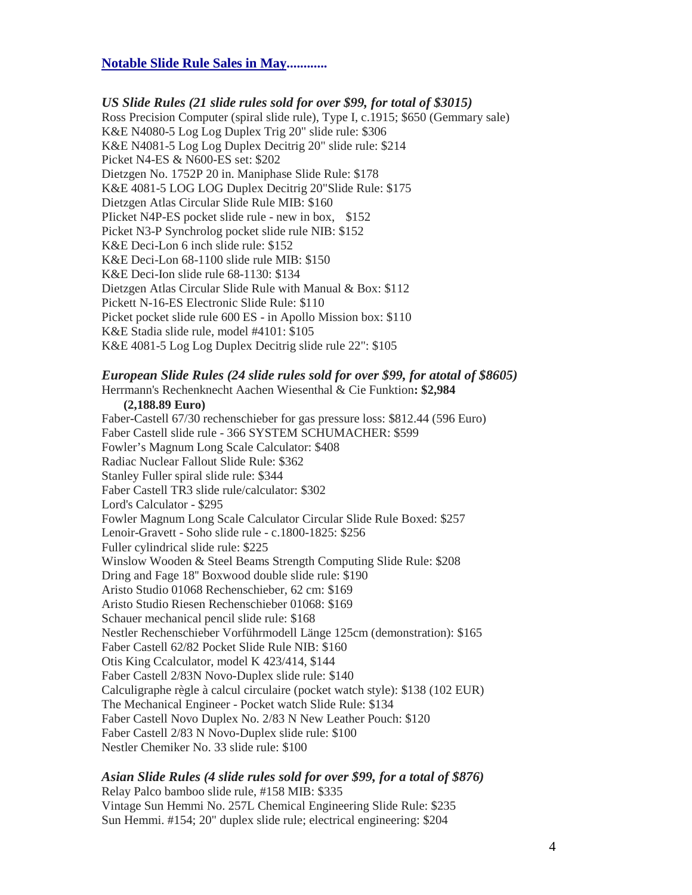## Notable Slide Rule Sales in May............

### *US Slide Rules (21 slide rules sold for over $99, for total of $3015)*

Ross Precision Computer (spiral slide rule), Type I, c.1915; $650 (Gemmary sale)
K&E N4080-5 Log Log Duplex Trig 20" slide rule: $306
K&E N4081-5 Log Log Duplex Decitrig 20" slide rule: $214
Picket N4-ES & N600-ES set: $202
Dietzgen No. 1752P 20 in. Maniphase Slide Rule: $178
K&E 4081-5 LOG LOG Duplex Decitrig 20"Slide Rule: $175
Dietzgen Atlas Circular Slide Rule MIB: $160
PIicket N4P-ES pocket slide rule - new in box, $152
Picket N3-P Synchrolog pocket slide rule NIB: $152
K&E Deci-Lon 6 inch slide rule: $152
K&E Deci-Lon 68-1100 slide rule MIB: $150
K&E Deci-Ion slide rule 68-1130: $134
Dietzgen Atlas Circular Slide Rule with Manual & Box: $112
Pickett N-16-ES Electronic Slide Rule: $110
Picket pocket slide rule 600 ES - in Apollo Mission box: $110
K&E Stadia slide rule, model #4101: $105
K&E 4081-5 Log Log Duplex Decitrig slide rule 22": $105

### *European Slide Rules (24 slide rules sold for over $99, for atotal of $8605)*

Herrmann's Rechenknecht Aachen Wiesenthal & Cie Funktion**: $2,984 (2,188.89 Euro)**
Faber-Castell 67/30 rechenschieber for gas pressure loss: $812.44 (596 Euro)
Faber Castell slide rule - 366 SYSTEM SCHUMACHER: $599
Fowler's Magnum Long Scale Calculator: $408
Radiac Nuclear Fallout Slide Rule: $362
Stanley Fuller spiral slide rule: $344
Faber Castell TR3 slide rule/calculator: $302
Lord's Calculator - $295
Fowler Magnum Long Scale Calculator Circular Slide Rule Boxed: $257
Lenoir-Gravett - Soho slide rule - c.1800-1825: $256
Fuller cylindrical slide rule: $225
Winslow Wooden & Steel Beams Strength Computing Slide Rule: $208
Dring and Fage 18" Boxwood double slide rule: $190
Aristo Studio 01068 Rechenschieber, 62 cm: $169
Aristo Studio Riesen Rechenschieber 01068: $169
Schauer mechanical pencil slide rule: $168
Nestler Rechenschieber Vorführmodell Länge 125cm (demonstration): $165
Faber Castell 62/82 Pocket Slide Rule NIB: $160
Otis King Ccalculator, model K 423/414, $144
Faber Castell 2/83N Novo-Duplex slide rule: $140
Calculigraphe règle à calcul circulaire (pocket watch style): $138 (102 EUR)
The Mechanical Engineer - Pocket watch Slide Rule: $134
Faber Castell Novo Duplex No. 2/83 N New Leather Pouch: $120
Faber Castell 2/83 N Novo-Duplex slide rule: $100
Nestler Chemiker No. 33 slide rule: $100

### *Asian Slide Rules (4 slide rules sold for over $99, for a total of $876)*

Relay Palco bamboo slide rule, #158 MIB: $335
Vintage Sun Hemmi No. 257L Chemical Engineering Slide Rule: $235
Sun Hemmi. #154; 20" duplex slide rule; electrical engineering: $204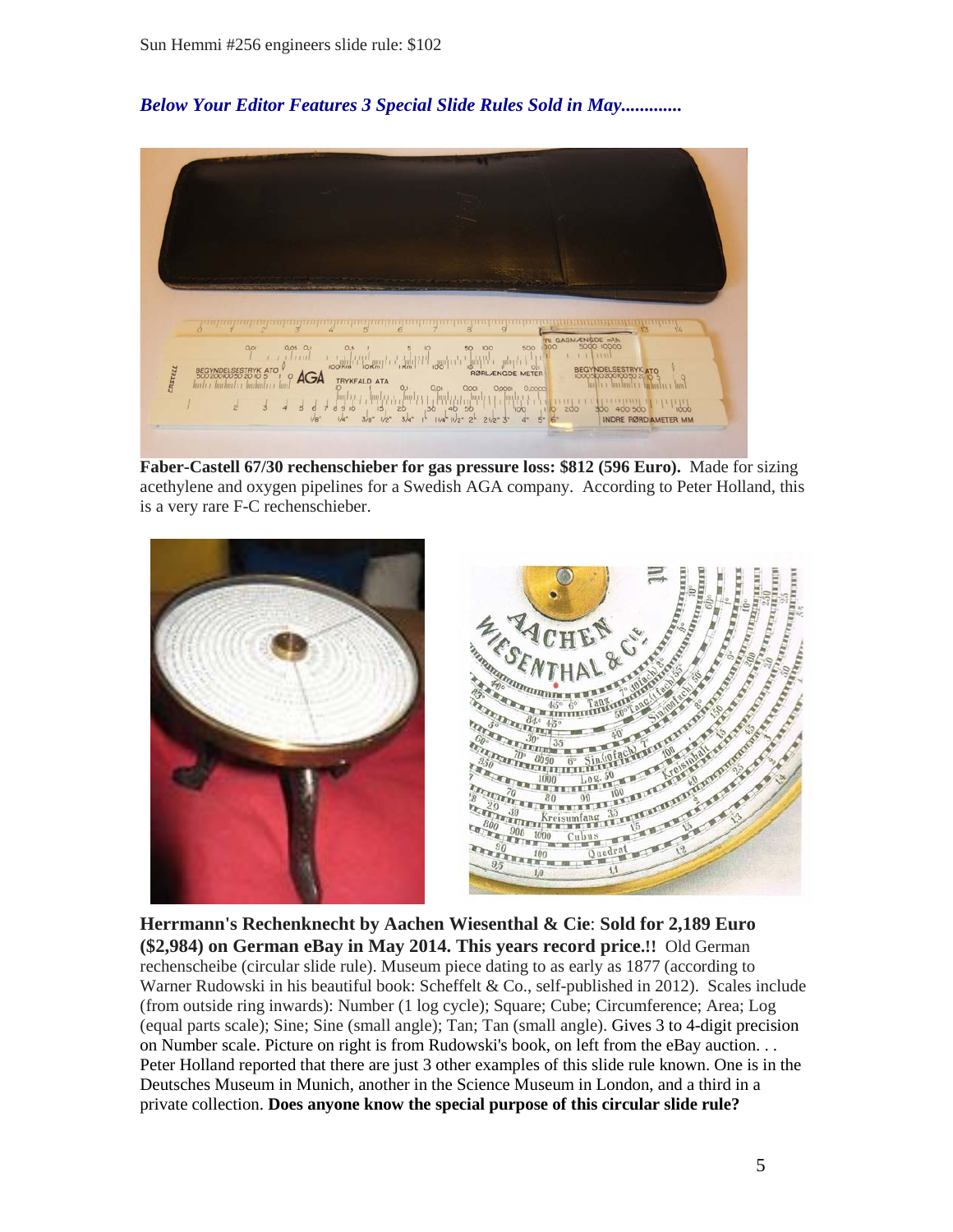Sun Hemmi #256 engineers slide rule: $102

***Below Your Editor Features 3 Special Slide Rules Sold in May.............***

**Faber-Castell 67/30 rechenschieber for gas pressure loss: $812 (596 Euro).** Made for sizing acethylene and oxygen pipelines for a Swedish AGA company. According to Peter Holland, this is a very rare F-C rechenschieber.

**Herrmann's Rechenknecht by Aachen Wiesenthal & Cie**: **Sold for 2,189 Euro ($2,984) on German eBay in May 2014. This years record price.!!** Old German rechenscheibe (circular slide rule). Museum piece dating to as early as 1877 (according to Warner Rudowski in his beautiful book: Scheffelt & Co., self-published in 2012). Scales include (from outside ring inwards): Number (1 log cycle); Square; Cube; Circumference; Area; Log (equal parts scale); Sine; Sine (small angle); Tan; Tan (small angle). Gives 3 to 4-digit precision on Number scale. Picture on right is from Rudowski's book, on left from the eBay auction. . . Peter Holland reported that there are just 3 other examples of this slide rule known. One is in the Deutsches Museum in Munich, another in the Science Museum in London, and a third in a private collection. **Does anyone know the special purpose of this circular slide rule?**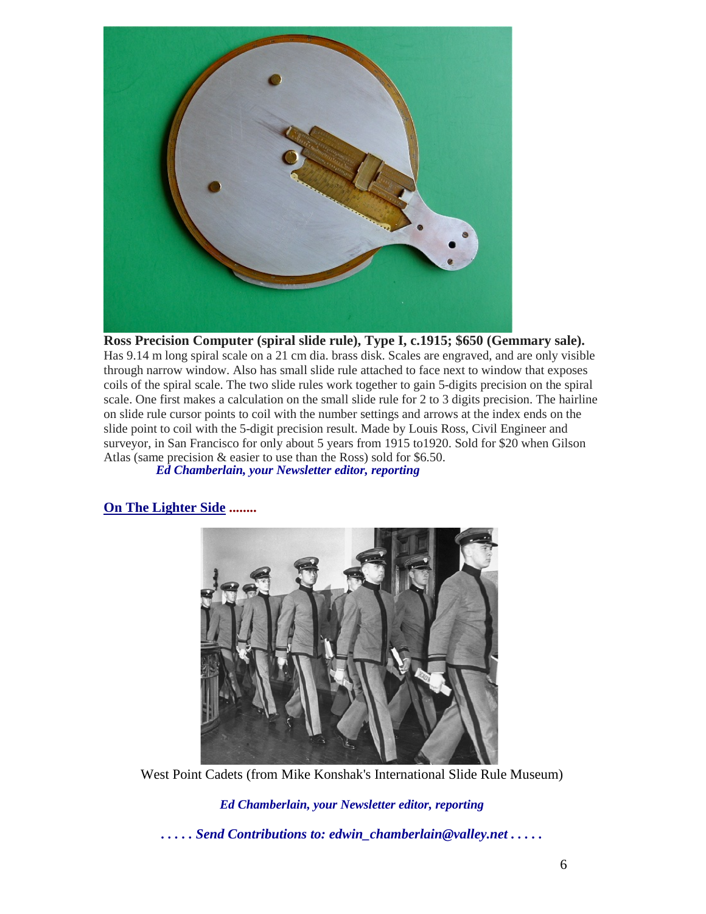**Ross Precision Computer (spiral slide rule), Type I, c.1915; $650 (Gemmary sale).**
Has 9.14 m long spiral scale on a 21 cm dia. brass disk. Scales are engraved, and are only visible through narrow window. Also has small slide rule attached to face next to window that exposes coils of the spiral scale. The two slide rules work together to gain 5-digits precision on the spiral scale. One first makes a calculation on the small slide rule for 2 to 3 digits precision. The hairline on slide rule cursor points to coil with the number settings and arrows at the index ends on the slide point to coil with the 5-digit precision result. Made by Louis Ross, Civil Engineer and surveyor, in San Francisco for only about 5 years from 1915 to1920. Sold for $20 when Gilson Atlas (same precision & easier to use than the Ross) sold for $6.50.

*Ed Chamberlain, your Newsletter editor, reporting*

**On The Lighter Side ........**

West Point Cadets (from Mike Konshak's International Slide Rule Museum)

*Ed Chamberlain, your Newsletter editor, reporting*

*. . . . . Send Contributions to: edwin_chamberlain@valley.net . . . . .*